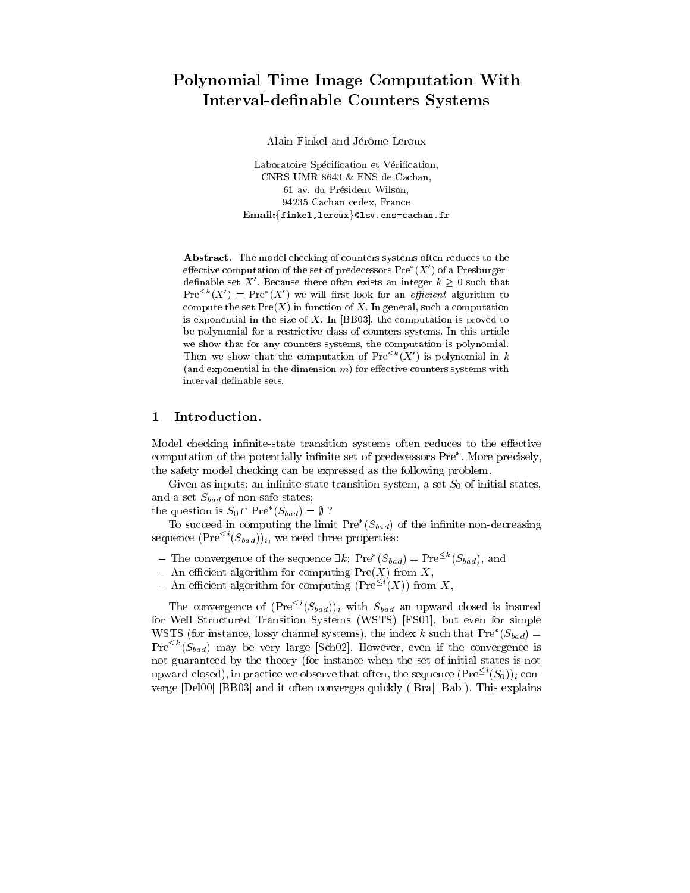# Polynomial Time Image Computation With Interval-definable Counters Systems

Alain Finkel and Jérôme Leroux

Laboratoire Spécification et Vérification,
CNRS UMR 8643 & ENS de Cachan,
61 av. du Président Wilson,
94235 Cachan cedex, France
**Email:**{finkel,leroux}@lsv.ens-cachan.fr

**Abstract.** The model checking of counters systems often reduces to the effective computation of the set of predecessors $\mathrm{Pre}^*(X')$ of a Presburger-definable set $X'$. Because there often exists an integer $k \geq 0$ such that $\mathrm{Pre}^{\leq k}(X') = \mathrm{Pre}^*(X')$ we will first look for an *efficient* algorithm to compute the set $\mathrm{Pre}(X)$ in function of $X$. In general, such a computation is exponential in the size of $X$. In [BB03], the computation is proved to be polynomial for a restrictive class of counters systems. In this article we show that for any counters systems, the computation is polynomial. Then we show that the computation of $\mathrm{Pre}^{\leq k}(X')$ is polynomial in $k$ (and exponential in the dimension $m$) for effective counters systems with interval-definable sets.

## 1 Introduction.

Model checking infinite-state transition systems often reduces to the effective computation of the potentially infinite set of predecessors $\mathrm{Pre}^*$. More precisely, the safety model checking can be expressed as the following problem.

Given as inputs: an infinite-state transition system, a set $S_0$ of initial states, and a set $S_{bad}$ of non-safe states;
the question is $S_0 \cap \mathrm{Pre}^*(S_{bad}) = \emptyset$ ?

To succeed in computing the limit $\mathrm{Pre}^*(S_{bad})$ of the infinite non-decreasing sequence $(\mathrm{Pre}^{\leq i}(S_{bad}))_i$, we need three properties:

- The convergence of the sequence $\exists k$; $\mathrm{Pre}^*(S_{bad}) = \mathrm{Pre}^{\leq k}(S_{bad})$, and
- An efficient algorithm for computing $\mathrm{Pre}(X)$ from $X$,
- An efficient algorithm for computing $(\mathrm{Pre}^{\leq i}(X))$ from $X$,

The convergence of $(\mathrm{Pre}^{\leq i}(S_{bad}))_i$ with $S_{bad}$ an upward closed is insured for Well Structured Transition Systems (WSTS) [FS01], but even for simple WSTS (for instance, lossy channel systems), the index $k$ such that $\mathrm{Pre}^*(S_{bad}) = \mathrm{Pre}^{\leq k}(S_{bad})$ may be very large [Sch02]. However, even if the convergence is not guaranteed by the theory (for instance when the set of initial states is not upward-closed), in practice we observe that often, the sequence $(\mathrm{Pre}^{\leq i}(S_0))_i$ converge [Del00] [BB03] and it often converges quickly ([Bra] [Bab]). This explains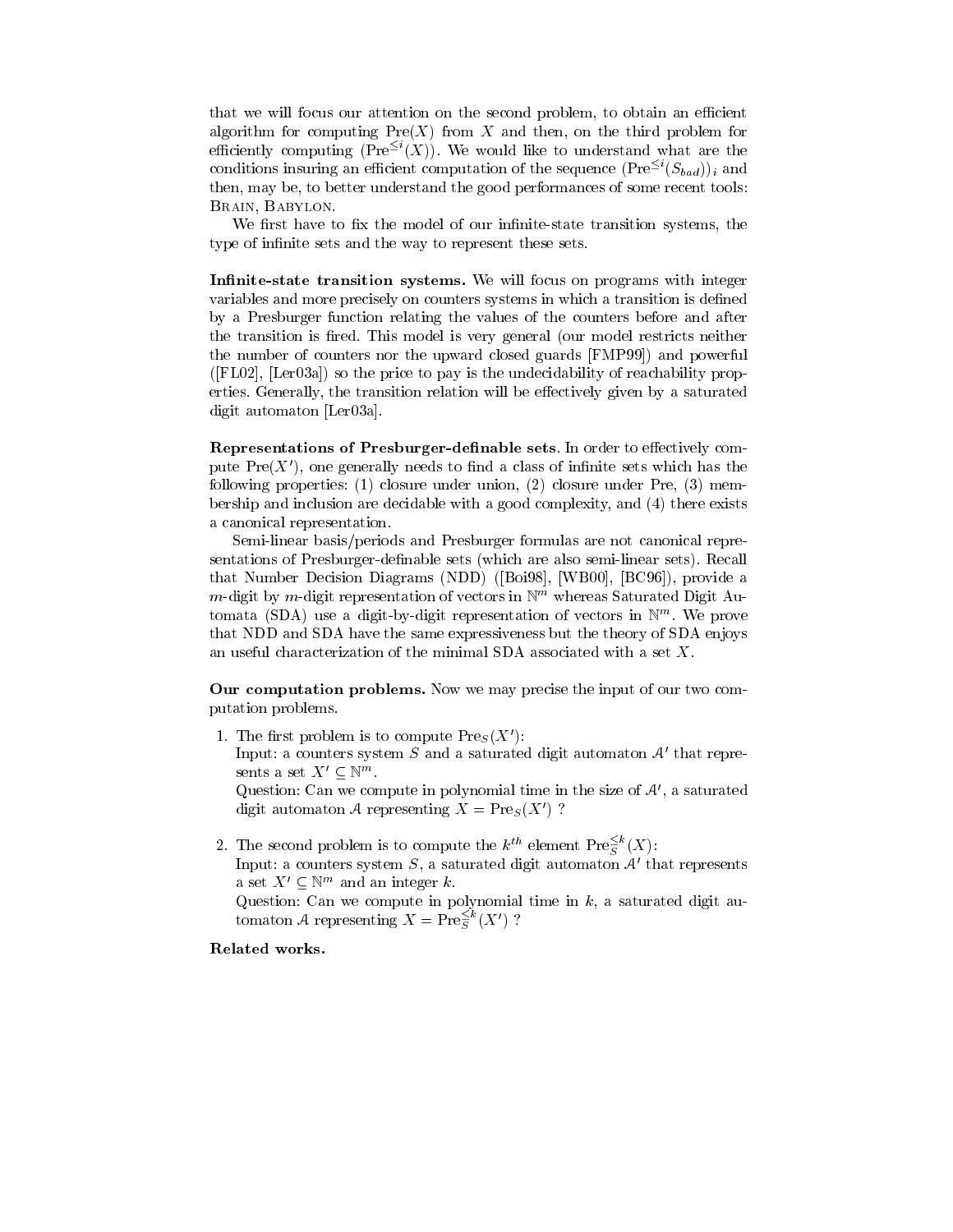that we will focus our attention on the second problem, to obtain an efficient algorithm for computing $\mathrm{Pre}(X)$ from $X$ and then, on the third problem for efficiently computing $(\mathrm{Pre}^{\leq i}(X))$. We would like to understand what are the conditions insuring an efficient computation of the sequence $(\mathrm{Pre}^{\leq i}(S_{bad}))_i$ and then, may be, to better understand the good performances of some recent tools: BRAIN, BABYLON.

We first have to fix the model of our infinite-state transition systems, the type of infinite sets and the way to represent these sets.

**Infinite-state transition systems.** We will focus on programs with integer variables and more precisely on counters systems in which a transition is defined by a Presburger function relating the values of the counters before and after the transition is fired. This model is very general (our model restricts neither the number of counters nor the upward closed guards [FMP99]) and powerful ([FL02], [Ler03a]) so the price to pay is the undecidability of reachability properties. Generally, the transition relation will be effectively given by a saturated digit automaton [Ler03a].

**Representations of Presburger-definable sets**. In order to effectively compute $\mathrm{Pre}(X')$, one generally needs to find a class of infinite sets which has the following properties: (1) closure under union, (2) closure under Pre, (3) membership and inclusion are decidable with a good complexity, and (4) there exists a canonical representation.

Semi-linear basis/periods and Presburger formulas are not canonical representations of Presburger-definable sets (which are also semi-linear sets). Recall that Number Decision Diagrams (NDD) ([Boi98], [WB00], [BC96]), provide a $m$-digit by $m$-digit representation of vectors in $\mathbb{N}^m$ whereas Saturated Digit Automata (SDA) use a digit-by-digit representation of vectors in $\mathbb{N}^m$. We prove that NDD and SDA have the same expressiveness but the theory of SDA enjoys an useful characterization of the minimal SDA associated with a set $X$.

**Our computation problems.** Now we may precise the input of our two computation problems.

1. The first problem is to compute $\mathrm{Pre}_S(X')$:
   Input: a counters system $S$ and a saturated digit automaton $\mathcal{A}'$ that represents a set $X' \subseteq \mathbb{N}^m$.
   Question: Can we compute in polynomial time in the size of $\mathcal{A}'$, a saturated digit automaton $\mathcal{A}$ representing $X = \mathrm{Pre}_S(X')$ ?

2. The second problem is to compute the $k^{th}$ element $\mathrm{Pre}_S^{\leq k}(X)$:
   Input: a counters system $S$, a saturated digit automaton $\mathcal{A}'$ that represents a set $X' \subseteq \mathbb{N}^m$ and an integer $k$.
   Question: Can we compute in polynomial time in $k$, a saturated digit automaton $\mathcal{A}$ representing $X = \mathrm{Pre}_S^{\leq k}(X')$ ?

**Related works.**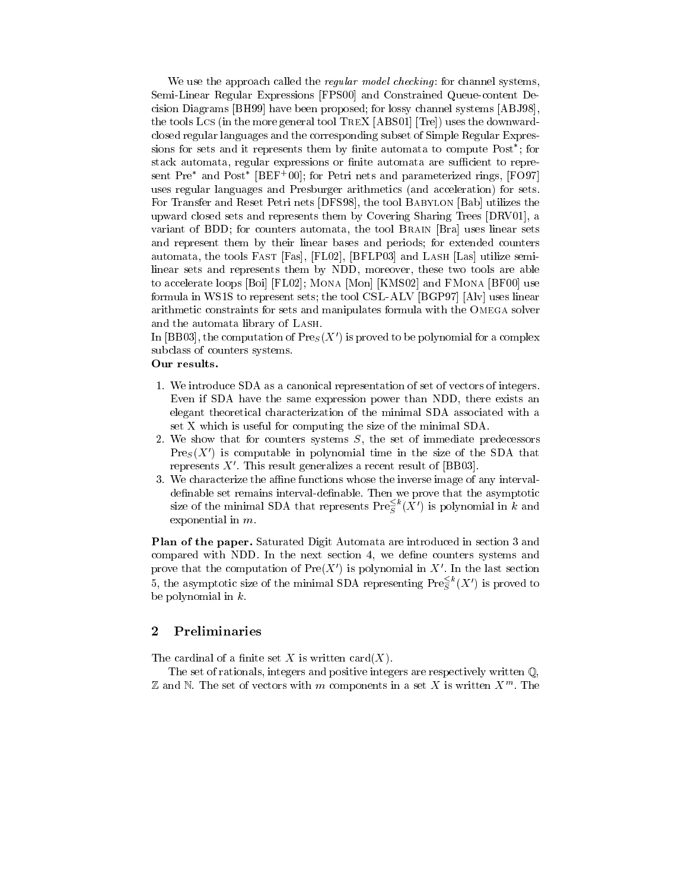We use the approach called the *regular model checking*: for channel systems, Semi-Linear Regular Expressions [FPS00] and Constrained Queue-content Decision Diagrams [BH99] have been proposed; for lossy channel systems [ABJ98], the tools LCS (in the more general tool TREX [ABS01] [Tre]) uses the downward-closed regular languages and the corresponding subset of Simple Regular Expressions for sets and it represents them by finite automata to compute $\mathrm{Post}^*$; for stack automata, regular expressions or finite automata are sufficient to represent $\mathrm{Pre}^*$ and $\mathrm{Post}^*$ [BEF+00]; for Petri nets and parameterized rings, [FO97] uses regular languages and Presburger arithmetics (and acceleration) for sets. For Transfer and Reset Petri nets [DFS98], the tool BABYLON [Bab] utilizes the upward closed sets and represents them by Covering Sharing Trees [DRV01], a variant of BDD; for counters automata, the tool BRAIN [Bra] uses linear sets and represent them by their linear bases and periods; for extended counters automata, the tools FAST [Fas], [FL02], [BFLP03] and LASH [Las] utilize semi-linear sets and represents them by NDD, moreover, these two tools are able to accelerate loops [Boi] [FL02]; MONA [Mon] [KMS02] and FMONA [BF00] use formula in WS1S to represent sets; the tool CSL-ALV [BGP97] [Alv] uses linear arithmetic constraints for sets and manipulates formula with the OMEGA solver and the automata library of LASH.
In [BB03], the computation of $\mathrm{Pre}_S(X')$ is proved to be polynomial for a complex subclass of counters systems.

**Our results.**

1. We introduce SDA as a canonical representation of set of vectors of integers. Even if SDA have the same expression power than NDD, there exists an elegant theoretical characterization of the minimal SDA associated with a set X which is useful for computing the size of the minimal SDA.
2. We show that for counters systems $S$, the set of immediate predecessors $\mathrm{Pre}_S(X')$ is computable in polynomial time in the size of the SDA that represents $X'$. This result generalizes a recent result of [BB03].
3. We characterize the affine functions whose the inverse image of any interval-definable set remains interval-definable. Then we prove that the asymptotic size of the minimal SDA that represents $\mathrm{Pre}_S^{\leq k}(X')$ is polynomial in $k$ and exponential in $m$.

**Plan of the paper.** Saturated Digit Automata are introduced in section 3 and compared with NDD. In the next section 4, we define counters systems and prove that the computation of $\mathrm{Pre}(X')$ is polynomial in $X'$. In the last section 5, the asymptotic size of the minimal SDA representing $\mathrm{Pre}_S^{\leq k}(X')$ is proved to be polynomial in $k$.

## 2 Preliminaries

The cardinal of a finite set $X$ is written $\mathrm{card}(X)$.

The set of rationals, integers and positive integers are respectively written $\mathbb{Q}$, $\mathbb{Z}$ and $\mathbb{N}$. The set of vectors with $m$ components in a set $X$ is written $X^m$. The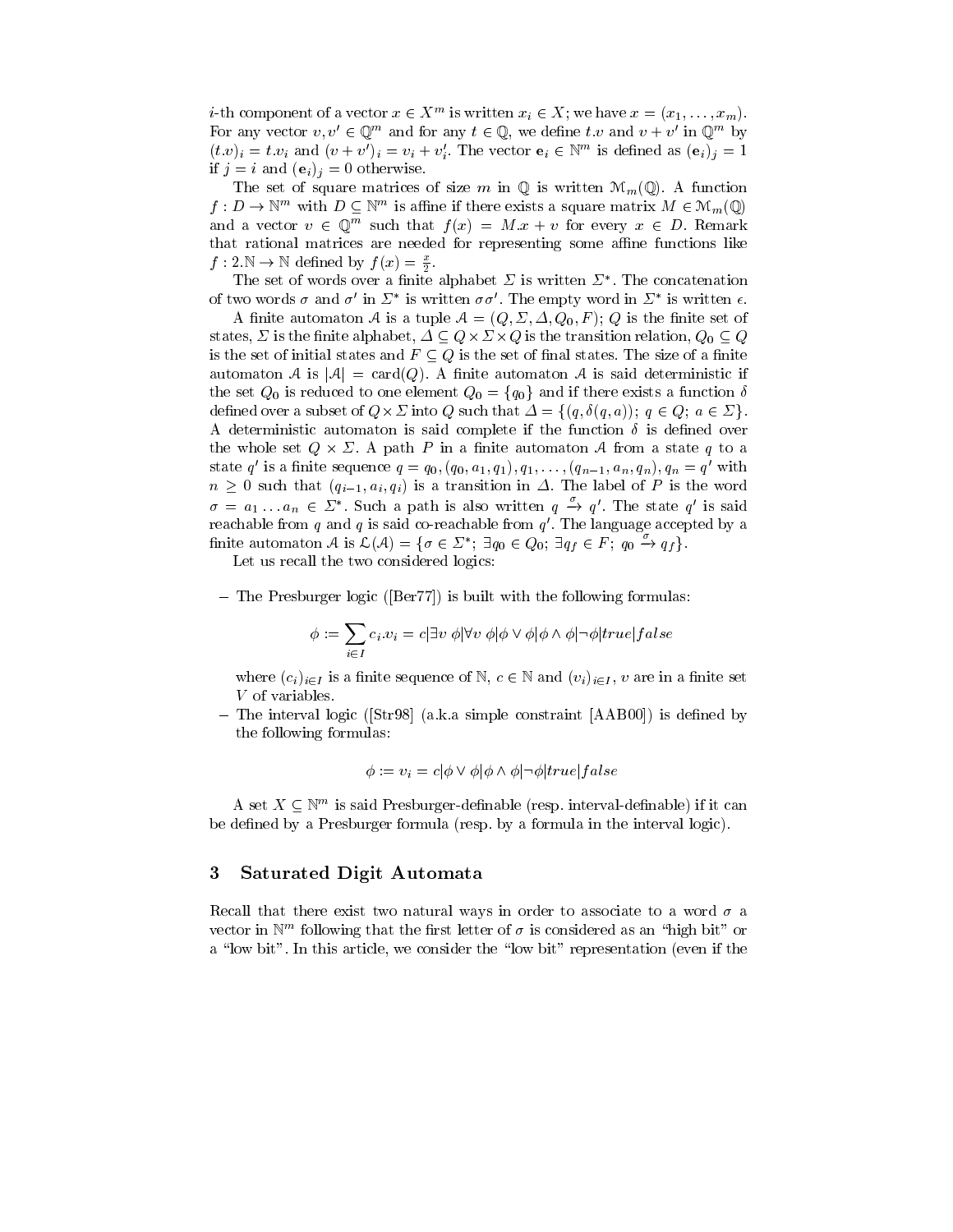$i$-th component of a vector $x \in X^m$ is written $x_i \in X$; we have $x = (x_1, \dots, x_m)$. For any vector $v, v' \in \mathbb{Q}^m$ and for any $t \in \mathbb{Q}$, we define $t.v$ and $v + v'$ in $\mathbb{Q}^m$ by $(t.v)_i = t.v_i$ and $(v + v')_i = v_i + v'_i$. The vector $\mathbf{e}_i \in \mathbb{N}^m$ is defined as $(\mathbf{e}_i)_j = 1$ if $j = i$ and $(\mathbf{e}_i)_j = 0$ otherwise.

The set of square matrices of size $m$ in $\mathbb{Q}$ is written $\mathcal{M}_m(\mathbb{Q})$. A function $f : D \rightarrow \mathbb{N}^m$ with $D \subseteq \mathbb{N}^m$ is affine if there exists a square matrix $M \in \mathcal{M}_m(\mathbb{Q})$ and a vector $v \in \mathbb{Q}^m$ such that $f(x) = M.x + v$ for every $x \in D$. Remark that rational matrices are needed for representing some affine functions like $f : 2.\mathbb{N} \rightarrow \mathbb{N}$ defined by $f(x) = \frac{x}{2}$.

The set of words over a finite alphabet $\Sigma$ is written $\Sigma^*$. The concatenation of two words $\sigma$ and $\sigma'$ in $\Sigma^*$ is written $\sigma\sigma'$. The empty word in $\Sigma^*$ is written $\epsilon$.

A finite automaton $\mathcal{A}$ is a tuple $\mathcal{A} = (Q, \Sigma, \Delta, Q_0, F)$; $Q$ is the finite set of states, $\Sigma$ is the finite alphabet, $\Delta \subseteq Q \times \Sigma \times Q$ is the transition relation, $Q_0 \subseteq Q$ is the set of initial states and $F \subseteq Q$ is the set of final states. The size of a finite automaton $\mathcal{A}$ is $|\mathcal{A}| = \text{card}(Q)$. A finite automaton $\mathcal{A}$ is said deterministic if the set $Q_0$ is reduced to one element $Q_0 = \{q_0\}$ and if there exists a function $\delta$ defined over a subset of $Q \times \Sigma$ into $Q$ such that $\Delta = \{(q, \delta(q, a));\ q \in Q;\ a \in \Sigma\}$. A deterministic automaton is said complete if the function $\delta$ is defined over the whole set $Q \times \Sigma$. A path $P$ in a finite automaton $\mathcal{A}$ from a state $q$ to a state $q'$ is a finite sequence $q = q_0, (q_0, a_1, q_1), q_1, \dots, (q_{n-1}, a_n, q_n), q_n = q'$ with $n \geq 0$ such that $(q_{i-1}, a_i, q_i)$ is a transition in $\Delta$. The label of $P$ is the word $\sigma = a_1 \dots a_n \in \Sigma^*$. Such a path is also written $q \xrightarrow{\sigma} q'$. The state $q'$ is said reachable from $q$ and $q$ is said co-reachable from $q'$. The language accepted by a finite automaton $\mathcal{A}$ is $\mathcal{L}(\mathcal{A}) = \{\sigma \in \Sigma^*;\ \exists q_0 \in Q_0;\ \exists q_f \in F;\ q_0 \xrightarrow{\sigma} q_f\}$.

Let us recall the two considered logics:

- The Presburger logic ([Ber77]) is built with the following formulas:

$$\phi := \sum_{i \in I} c_i.v_i = c | \exists v\ \phi | \forall v\ \phi | \phi \vee \phi | \phi \wedge \phi | \neg \phi | true | false$$

  where $(c_i)_{i \in I}$ is a finite sequence of $\mathbb{N}$, $c \in \mathbb{N}$ and $(v_i)_{i \in I}$, $v$ are in a finite set $V$ of variables.
- The interval logic ([Str98] (a.k.a simple constraint [AAB00]) is defined by the following formulas:

$$\phi := v_i = c | \phi \vee \phi | \phi \wedge \phi | \neg \phi | true | false$$

A set $X \subseteq \mathbb{N}^m$ is said Presburger-definable (resp. interval-definable) if it can be defined by a Presburger formula (resp. by a formula in the interval logic).

## 3 Saturated Digit Automata

Recall that there exist two natural ways in order to associate to a word $\sigma$ a vector in $\mathbb{N}^m$ following that the first letter of $\sigma$ is considered as an "high bit" or a "low bit". In this article, we consider the "low bit" representation (even if the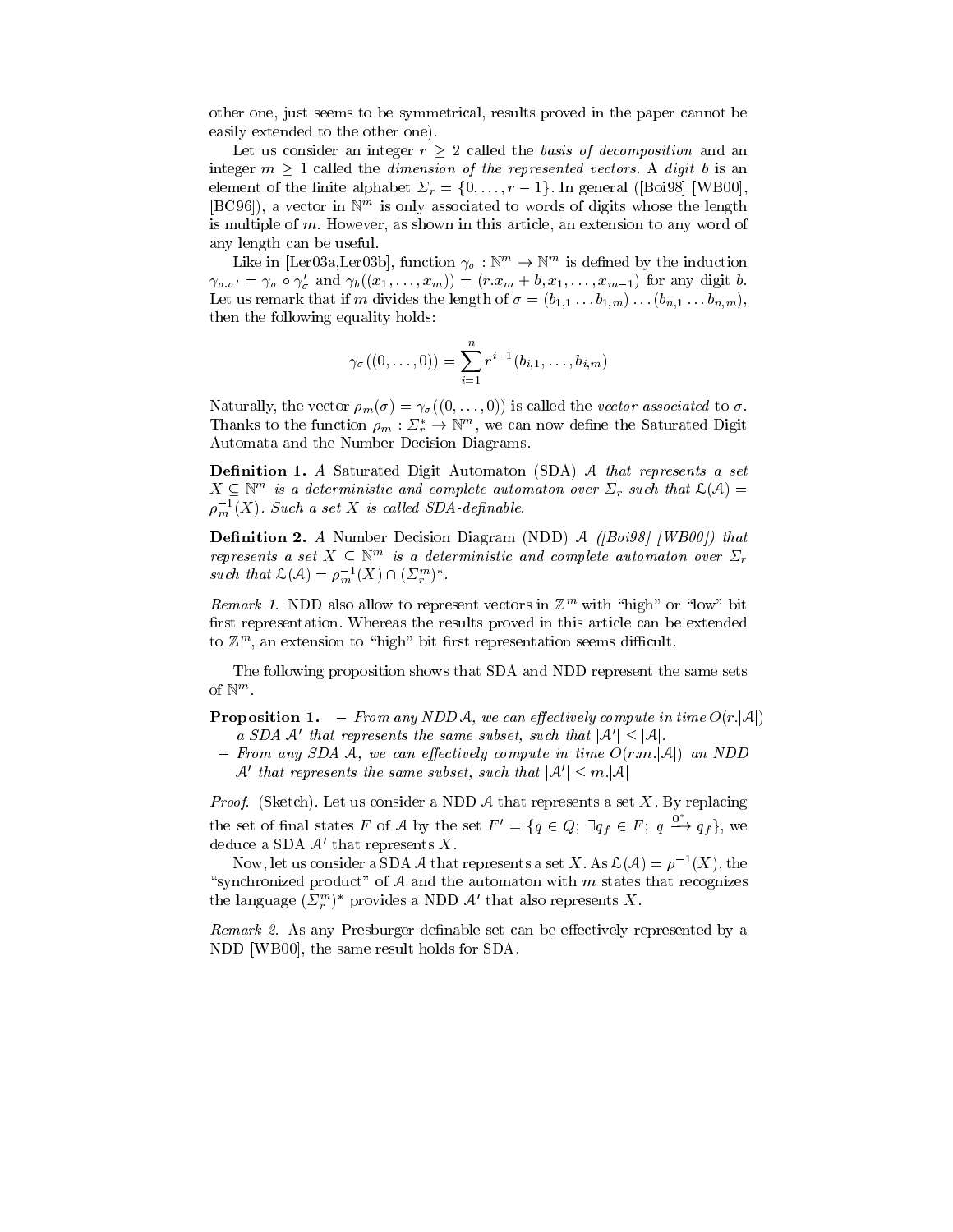other one, just seems to be symmetrical, results proved in the paper cannot be easily extended to the other one).

Let us consider an integer $r \geq 2$ called the *basis of decomposition* and an integer $m \geq 1$ called the *dimension of the represented vectors*. A *digit* $b$ is an element of the finite alphabet $\Sigma_r = \{0, \dots, r-1\}$. In general ([Boi98] [WB00], [BC96]), a vector in $\mathbb{N}^m$ is only associated to words of digits whose the length is multiple of $m$. However, as shown in this article, an extension to any word of any length can be useful.

Like in [Ler03a,Ler03b], function $\gamma_\sigma : \mathbb{N}^m \to \mathbb{N}^m$ is defined by the induction $\gamma_{\sigma.\sigma'} = \gamma_\sigma \circ \gamma'_\sigma$ and $\gamma_b((x_1, \dots, x_m)) = (r.x_m + b, x_1, \dots, x_{m-1})$ for any digit $b$. Let us remark that if $m$ divides the length of $\sigma = (b_{1,1} \dots b_{1,m}) \dots (b_{n,1} \dots b_{n,m})$, then the following equality holds:

$$\gamma_\sigma((0, \dots, 0)) = \sum_{i=1}^{n} r^{i-1}(b_{i,1}, \dots, b_{i,m})$$

Naturally, the vector $\rho_m(\sigma) = \gamma_\sigma((0, \dots, 0))$ is called the *vector associated* to $\sigma$. Thanks to the function $\rho_m : \Sigma_r^* \to \mathbb{N}^m$, we can now define the Saturated Digit Automata and the Number Decision Diagrams.

**Definition 1.** *A* Saturated Digit Automaton (SDA) $\mathcal{A}$ *that represents a set* $X \subseteq \mathbb{N}^m$ *is a deterministic and complete automaton over* $\Sigma_r$ *such that* $\mathcal{L}(\mathcal{A}) = \rho_m^{-1}(X)$*. Such a set* $X$ *is called SDA-definable.*

**Definition 2.** *A* Number Decision Diagram (NDD) $\mathcal{A}$ *([Boi98] [WB00]) that represents a set* $X \subseteq \mathbb{N}^m$ *is a deterministic and complete automaton over* $\Sigma_r$ *such that* $\mathcal{L}(\mathcal{A}) = \rho_m^{-1}(X) \cap (\Sigma_r^m)^*$.

*Remark 1.* NDD also allow to represent vectors in $\mathbb{Z}^m$ with "high" or "low" bit first representation. Whereas the results proved in this article can be extended to $\mathbb{Z}^m$, an extension to "high" bit first representation seems difficult.

The following proposition shows that SDA and NDD represent the same sets of $\mathbb{N}^m$.

**Proposition 1.**
- *From any NDD* $\mathcal{A}$*, we can effectively compute in time* $O(r.|\mathcal{A}|)$ *a SDA* $\mathcal{A}'$ *that represents the same subset, such that* $|\mathcal{A}'| \leq |\mathcal{A}|$.
- *From any SDA* $\mathcal{A}$*, we can effectively compute in time* $O(r.m.|\mathcal{A}|)$ *an NDD* $\mathcal{A}'$ *that represents the same subset, such that* $|\mathcal{A}'| \leq m.|\mathcal{A}|$

*Proof.* (Sketch). Let us consider a NDD $\mathcal{A}$ that represents a set $X$. By replacing the set of final states $F$ of $\mathcal{A}$ by the set $F' = \{q \in Q;\ \exists q_f \in F;\ q \xrightarrow{0^*} q_f\}$, we deduce a SDA $\mathcal{A}'$ that represents $X$.

Now, let us consider a SDA $\mathcal{A}$ that represents a set $X$. As $\mathcal{L}(\mathcal{A}) = \rho^{-1}(X)$, the "synchronized product" of $\mathcal{A}$ and the automaton with $m$ states that recognizes the language $(\Sigma_r^m)^*$ provides a NDD $\mathcal{A}'$ that also represents $X$.

*Remark 2.* As any Presburger-definable set can be effectively represented by a NDD [WB00], the same result holds for SDA.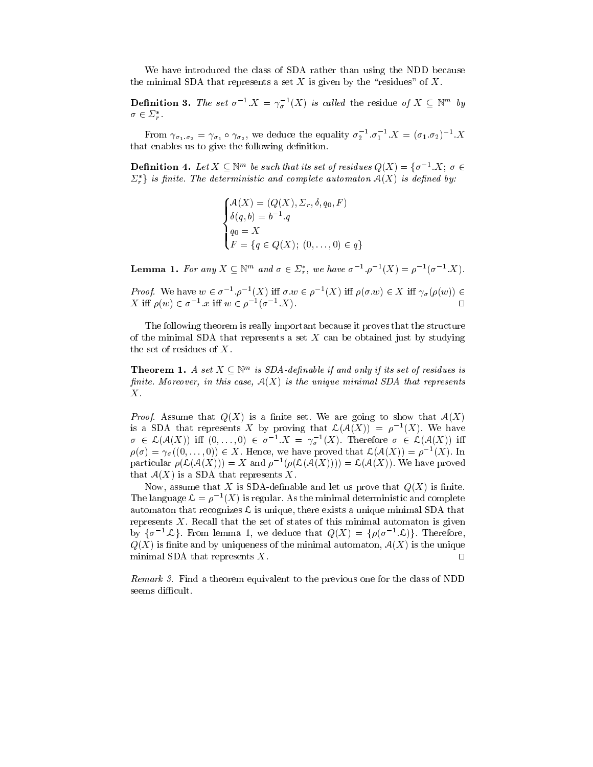We have introduced the class of SDA rather than using the NDD because the minimal SDA that represents a set $X$ is given by the "residues" of $X$.

**Definition 3.** *The set $\sigma^{-1}.X = \gamma_\sigma^{-1}(X)$ is called* the residue *of $X \subseteq \mathbb{N}^m$ by $\sigma \in \Sigma_r^*$.*

From $\gamma_{\sigma_1.\sigma_2} = \gamma_{\sigma_1} \circ \gamma_{\sigma_2}$, we deduce the equality $\sigma_2^{-1}.\sigma_1^{-1}.X = (\sigma_1.\sigma_2)^{-1}.X$ that enables us to give the following definition.

**Definition 4.** *Let $X \subseteq \mathbb{N}^m$ be such that its set of residues $Q(X) = \{\sigma^{-1}.X;\ \sigma \in \Sigma_r^*\}$ is finite. The deterministic and complete automaton $\mathcal{A}(X)$ is defined by:*

$$
\begin{cases}
\mathcal{A}(X) = (Q(X), \Sigma_r, \delta, q_0, F) \\
\delta(q, b) = b^{-1}.q \\
q_0 = X \\
F = \{q \in Q(X);\ (0, \ldots, 0) \in q\}
\end{cases}
$$

**Lemma 1.** *For any $X \subseteq \mathbb{N}^m$ and $\sigma \in \Sigma_r^*$, we have $\sigma^{-1}.\rho^{-1}(X) = \rho^{-1}(\sigma^{-1}.X)$.*

*Proof.* We have $w \in \sigma^{-1}.\rho^{-1}(X)$ iff $\sigma.w \in \rho^{-1}(X)$ iff $\rho(\sigma.w) \in X$ iff $\gamma_\sigma(\rho(w)) \in X$ iff $\rho(w) \in \sigma^{-1}.x$ iff $w \in \rho^{-1}(\sigma^{-1}.X)$. □

The following theorem is really important because it proves that the structure of the minimal SDA that represents a set $X$ can be obtained just by studying the set of residues of $X$.

**Theorem 1.** *A set $X \subseteq \mathbb{N}^m$ is SDA-definable if and only if its set of residues is finite. Moreover, in this case, $\mathcal{A}(X)$ is the unique minimal SDA that represents $X$.*

*Proof.* Assume that $Q(X)$ is a finite set. We are going to show that $\mathcal{A}(X)$ is a SDA that represents $X$ by proving that $\mathcal{L}(\mathcal{A}(X)) = \rho^{-1}(X)$. We have $\sigma \in \mathcal{L}(\mathcal{A}(X))$ iff $(0, \ldots, 0) \in \sigma^{-1}.X = \gamma_\sigma^{-1}(X)$. Therefore $\sigma \in \mathcal{L}(\mathcal{A}(X))$ iff $\rho(\sigma) = \gamma_\sigma((0, \ldots, 0)) \in X$. Hence, we have proved that $\mathcal{L}(\mathcal{A}(X)) = \rho^{-1}(X)$. In particular $\rho(\mathcal{L}(\mathcal{A}(X))) = X$ and $\rho^{-1}(\rho(\mathcal{L}(\mathcal{A}(X)))) = \mathcal{L}(\mathcal{A}(X))$. We have proved that $\mathcal{A}(X)$ is a SDA that represents $X$.

Now, assume that $X$ is SDA-definable and let us prove that $Q(X)$ is finite. The language $\mathcal{L} = \rho^{-1}(X)$ is regular. As the minimal deterministic and complete automaton that recognizes $\mathcal{L}$ is unique, there exists a unique minimal SDA that represents $X$. Recall that the set of states of this minimal automaton is given by $\{\sigma^{-1}.\mathcal{L}\}$. From lemma 1, we deduce that $Q(X) = \{\rho(\sigma^{-1}.\mathcal{L})\}$. Therefore, $Q(X)$ is finite and by uniqueness of the minimal automaton, $\mathcal{A}(X)$ is the unique minimal SDA that represents $X$. □

*Remark 3.* Find a theorem equivalent to the previous one for the class of NDD seems difficult.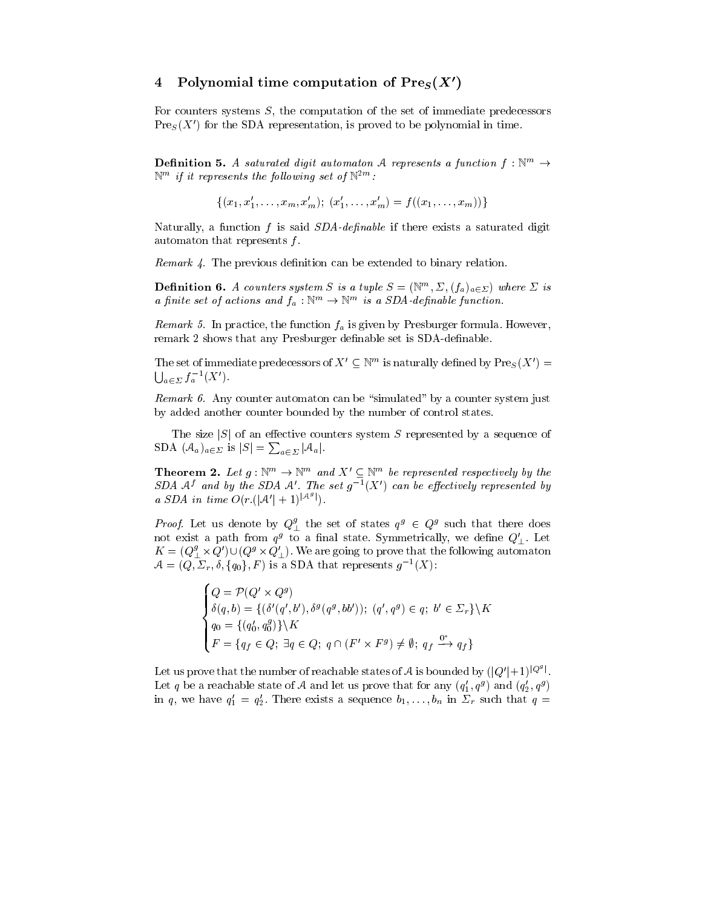## 4 Polynomial time computation of $\mathrm{Pre}_S(X')$

For counters systems $S$, the computation of the set of immediate predecessors $\mathrm{Pre}_S(X')$ for the SDA representation, is proved to be polynomial in time.

**Definition 5.** *A saturated digit automaton $\mathcal{A}$ represents a function $f : \mathbb{N}^m \rightarrow \mathbb{N}^m$ if it represents the following set of $\mathbb{N}^{2m}$:*

$$\{(x_1, x'_1, \ldots, x_m, x'_m);\ (x'_1, \ldots, x'_m) = f((x_1, \ldots, x_m))\}$$

Naturally, a function $f$ is said *SDA-definable* if there exists a saturated digit automaton that represents $f$.

*Remark 4.* The previous definition can be extended to binary relation.

**Definition 6.** *A counters system $S$ is a tuple $S = (\mathbb{N}^m, \Sigma, (f_a)_{a \in \Sigma})$ where $\Sigma$ is a finite set of actions and $f_a : \mathbb{N}^m \rightarrow \mathbb{N}^m$ is a SDA-definable function.*

*Remark 5.* In practice, the function $f_a$ is given by Presburger formula. However, remark 2 shows that any Presburger definable set is SDA-definable.

The set of immediate predecessors of $X' \subseteq \mathbb{N}^m$ is naturally defined by $\mathrm{Pre}_S(X') = \bigcup_{a \in \Sigma} f_a^{-1}(X')$.

*Remark 6.* Any counter automaton can be "simulated" by a counter system just by added another counter bounded by the number of control states.

The size $|S|$ of an effective counters system $S$ represented by a sequence of SDA $(\mathcal{A}_a)_{a \in \Sigma}$ is $|S| = \sum_{a \in \Sigma} |\mathcal{A}_a|$.

**Theorem 2.** *Let $g : \mathbb{N}^m \rightarrow \mathbb{N}^m$ and $X' \subseteq \mathbb{N}^m$ be represented respectively by the SDA $\mathcal{A}^f$ and by the SDA $\mathcal{A}'$. The set $g^{-1}(X')$ can be effectively represented by a SDA in time $O(r.(|\mathcal{A}'| + 1)^{|\mathcal{A}^g|})$.*

*Proof.* Let us denote by $Q^g_\perp$ the set of states $q^g \in Q^g$ such that there does not exist a path from $q^g$ to a final state. Symmetrically, we define $Q'_\perp$. Let $K = (Q^g_\perp \times Q') \cup (Q^g \times Q'_\perp)$. We are going to prove that the following automaton $\mathcal{A} = (Q, \Sigma_r, \delta, \{q_0\}, F)$ is a SDA that represents $g^{-1}(X)$:

$$\begin{cases} Q = \mathcal{P}(Q' \times Q^g) \\ \delta(q, b) = \{(\delta'(q', b'), \delta^g(q^g, bb'));\ (q', q^g) \in q;\ b' \in \Sigma_r\} \backslash K \\ q_0 = \{(q'_0, q^g_0)\} \backslash K \\ F = \{q_f \in Q;\ \exists q \in Q;\ q \cap (F' \times F^g) \neq \emptyset;\ q_f \xrightarrow{0^*} q_f\} \end{cases}$$

Let us prove that the number of reachable states of $\mathcal{A}$ is bounded by $(|Q'|+1)^{|Q^g|}$. Let $q$ be a reachable state of $\mathcal{A}$ and let us prove that for any $(q'_1, q^g)$ and $(q'_2, q^g)$ in $q$, we have $q'_1 = q'_2$. There exists a sequence $b_1, \ldots, b_n$ in $\Sigma_r$ such that $q =$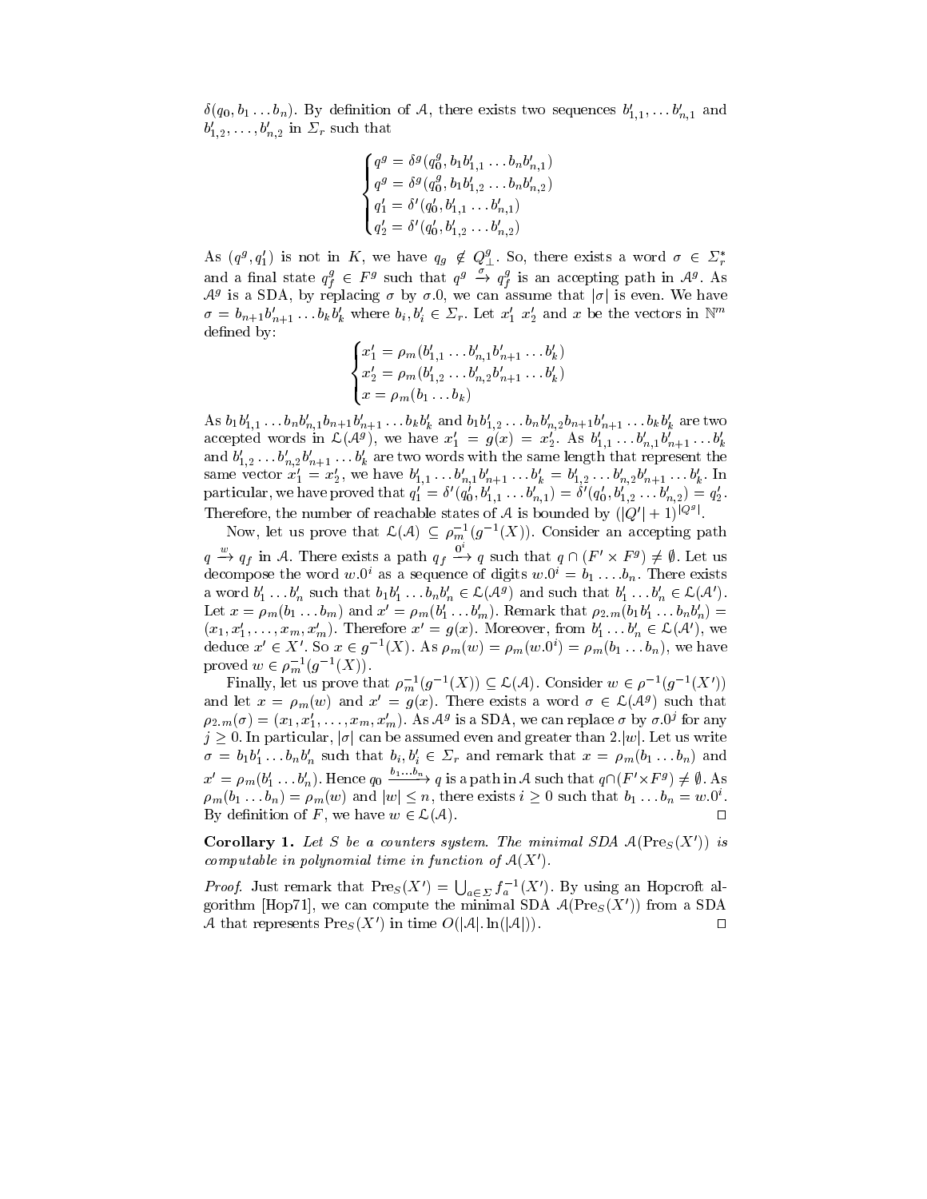$\delta(q_0, b_1 \dots b_n)$. By definition of $\mathcal{A}$, there exists two sequences $b'_{1,1}, \dots b'_{n,1}$ and $b'_{1,2}, \dots, b'_{n,2}$ in $\Sigma_r$ such that

$$\begin{cases} q^g = \delta^g(q_0^g, b_1 b'_{1,1} \dots b_n b'_{n,1}) \\ q^g = \delta^g(q_0^g, b_1 b'_{1,2} \dots b_n b'_{n,2}) \\ q'_1 = \delta'(q'_0, b'_{1,1} \dots b'_{n,1}) \\ q'_2 = \delta'(q'_0, b'_{1,2} \dots b'_{n,2}) \end{cases}$$

As $(q^g, q'_1)$ is not in $K$, we have $q_g \notin Q^g_\perp$. So, there exists a word $\sigma \in \Sigma_r^*$ and a final state $q^g_f \in F^g$ such that $q^g \xrightarrow{\sigma} q^g_f$ is an accepting path in $\mathcal{A}^g$. As $\mathcal{A}^g$ is a SDA, by replacing $\sigma$ by $\sigma.0$, we can assume that $|\sigma|$ is even. We have $\sigma = b_{n+1} b'_{n+1} \dots b_k b'_k$ where $b_i, b'_i \in \Sigma_r$. Let $x'_1$ $x'_2$ and $x$ be the vectors in $\mathbb{N}^m$ defined by:

$$\begin{cases} x'_1 = \rho_m(b'_{1,1} \dots b'_{n,1} b'_{n+1} \dots b'_k) \\ x'_2 = \rho_m(b'_{1,2} \dots b'_{n,2} b'_{n+1} \dots b'_k) \\ x = \rho_m(b_1 \dots b_k) \end{cases}$$

As $b_1 b'_{1,1} \dots b_n b'_{n,1} b_{n+1} b'_{n+1} \dots b_k b'_k$ and $b_1 b'_{1,2} \dots b_n b'_{n,2} b_{n+1} b'_{n+1} \dots b_k b'_k$ are two accepted words in $\mathcal{L}(\mathcal{A}^g)$, we have $x'_1 = g(x) = x'_2$. As $b'_{1,1} \dots b'_{n,1} b'_{n+1} \dots b'_k$ and $b'_{1,2} \dots b'_{n,2} b'_{n+1} \dots b'_k$ are two words with the same length that represent the same vector $x'_1 = x'_2$, we have $b'_{1,1} \dots b'_{n,1} b'_{n+1} \dots b'_k = b'_{1,2} \dots b'_{n,2} b'_{n+1} \dots b'_k$. In particular, we have proved that $q'_1 = \delta'(q'_0, b'_{1,1} \dots b'_{n,1}) = \delta'(q'_0, b'_{1,2} \dots b'_{n,2}) = q'_2$. Therefore, the number of reachable states of $\mathcal{A}$ is bounded by $(|Q'|+1)^{|Q^g|}$.

Now, let us prove that $\mathcal{L}(\mathcal{A}) \subseteq \rho_m^{-1}(g^{-1}(X))$. Consider an accepting path $q \xrightarrow{w} q_f$ in $\mathcal{A}$. There exists a path $q_f \xrightarrow{0^i} q$ such that $q \cap (F' \times F^g) \neq \emptyset$. Let us decompose the word $w.0^i$ as a sequence of digits $w.0^i = b_1 \dots b_n$. There exists a word $b'_1 \dots b'_n$ such that $b_1 b'_1 \dots b_n b'_n \in \mathcal{L}(\mathcal{A}^g)$ and such that $b'_1 \dots b'_n \in \mathcal{L}(\mathcal{A}')$. Let $x = \rho_m(b_1 \dots b_m)$ and $x' = \rho_m(b'_1 \dots b'_m)$. Remark that $\rho_{2.m}(b_1 b'_1 \dots b_n b'_n) = (x_1, x'_1, \dots, x_m, x'_m)$. Therefore $x' = g(x)$. Moreover, from $b'_1 \dots b'_n \in \mathcal{L}(\mathcal{A}')$, we deduce $x' \in X'$. So $x \in g^{-1}(X)$. As $\rho_m(w) = \rho_m(w.0^i) = \rho_m(b_1 \dots b_n)$, we have proved $w \in \rho_m^{-1}(g^{-1}(X))$.

Finally, let us prove that $\rho_m^{-1}(g^{-1}(X)) \subseteq \mathcal{L}(\mathcal{A})$. Consider $w \in \rho^{-1}(g^{-1}(X'))$ and let $x = \rho_m(w)$ and $x' = g(x)$. There exists a word $\sigma \in \mathcal{L}(\mathcal{A}^g)$ such that $\rho_{2.m}(\sigma) = (x_1, x'_1, \dots, x_m, x'_m)$. As $\mathcal{A}^g$ is a SDA, we can replace $\sigma$ by $\sigma.0^j$ for any $j \geq 0$. In particular, $|\sigma|$ can be assumed even and greater than $2.|w|$. Let us write $\sigma = b_1 b'_1 \dots b_n b'_n$ such that $b_i, b'_i \in \Sigma_r$ and remark that $x = \rho_m(b_1 \dots b_n)$ and $x' = \rho_m(b'_1 \dots b'_n)$. Hence $q_0 \xrightarrow{b_1 \dots b_n} q$ is a path in $\mathcal{A}$ such that $q \cap (F' \times F^g) \neq \emptyset$. As $\rho_m(b_1 \dots b_n) = \rho_m(w)$ and $|w| \leq n$, there exists $i \geq 0$ such that $b_1 \dots b_n = w.0^i$. By definition of $F$, we have $w \in \mathcal{L}(\mathcal{A})$. $\square$

**Corollary 1.** *Let $S$ be a counters system. The minimal SDA $\mathcal{A}(\mathrm{Pre}_S(X'))$ is computable in polynomial time in function of $\mathcal{A}(X')$.*

*Proof.* Just remark that $\mathrm{Pre}_S(X') = \bigcup_{a \in \Sigma} f_a^{-1}(X')$. By using an Hopcroft algorithm [Hop71], we can compute the minimal SDA $\mathcal{A}(\mathrm{Pre}_S(X'))$ from a SDA $\mathcal{A}$ that represents $\mathrm{Pre}_S(X')$ in time $O(|\mathcal{A}|.\ln(|\mathcal{A}|))$. $\square$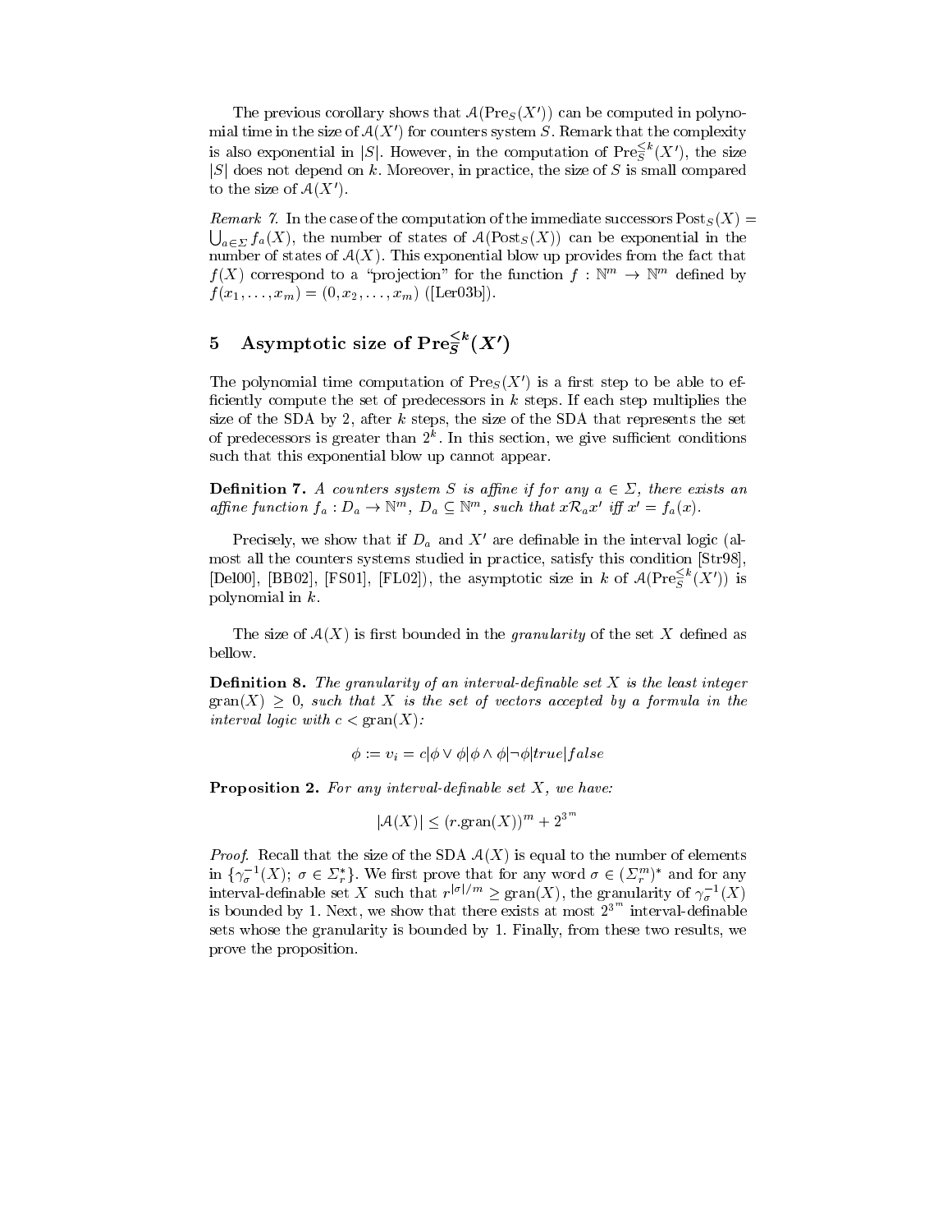The previous corollary shows that $\mathcal{A}(\mathrm{Pre}_S(X'))$ can be computed in polynomial time in the size of $\mathcal{A}(X')$ for counters system $S$. Remark that the complexity is also exponential in $|S|$. However, in the computation of $\mathrm{Pre}_S^{\leq k}(X')$, the size $|S|$ does not depend on $k$. Moreover, in practice, the size of $S$ is small compared to the size of $\mathcal{A}(X')$.

*Remark 7.* In the case of the computation of the immediate successors $\mathrm{Post}_S(X) = \bigcup_{a\in\Sigma} f_a(X)$, the number of states of $\mathcal{A}(\mathrm{Post}_S(X))$ can be exponential in the number of states of $\mathcal{A}(X)$. This exponential blow up provides from the fact that $f(X)$ correspond to a "projection" for the function $f : \mathbb{N}^m \to \mathbb{N}^m$ defined by $f(x_1, \dots, x_m) = (0, x_2, \dots, x_m)$ ([Ler03b]).

## 5 Asymptotic size of $\mathrm{Pre}_S^{\leq k}(X')$

The polynomial time computation of $\mathrm{Pre}_S(X')$ is a first step to be able to efficiently compute the set of predecessors in $k$ steps. If each step multiplies the size of the SDA by 2, after $k$ steps, the size of the SDA that represents the set of predecessors is greater than $2^k$. In this section, we give sufficient conditions such that this exponential blow up cannot appear.

**Definition 7.** *A counters system $S$ is affine if for any $a \in \Sigma$, there exists an affine function $f_a : D_a \to \mathbb{N}^m$, $D_a \subseteq \mathbb{N}^m$, such that $x\mathcal{R}_a x'$ iff $x' = f_a(x)$.*

Precisely, we show that if $D_a$ and $X'$ are definable in the interval logic (almost all the counters systems studied in practice, satisfy this condition [Str98], [Del00], [BB02], [FS01], [FL02]), the asymptotic size in $k$ of $\mathcal{A}(\mathrm{Pre}_S^{\leq k}(X'))$ is polynomial in $k$.

The size of $\mathcal{A}(X)$ is first bounded in the *granularity* of the set $X$ defined as bellow.

**Definition 8.** *The granularity of an interval-definable set $X$ is the least integer $\mathrm{gran}(X) \geq 0$, such that $X$ is the set of vectors accepted by a formula in the interval logic with $c < \mathrm{gran}(X)$:*

$$\phi := v_i = c|\phi \vee \phi|\phi \wedge \phi|\neg\phi|true|false$$

**Proposition 2.** *For any interval-definable set $X$, we have:*

$$|\mathcal{A}(X)| \leq (r.\mathrm{gran}(X))^m + 2^{3^m}$$

*Proof.* Recall that the size of the SDA $\mathcal{A}(X)$ is equal to the number of elements in $\{\gamma_\sigma^{-1}(X);\ \sigma \in \Sigma_r^*\}$. We first prove that for any word $\sigma \in (\Sigma_r^m)^*$ and for any interval-definable set $X$ such that $r^{|\sigma|/m} \geq \mathrm{gran}(X)$, the granularity of $\gamma_\sigma^{-1}(X)$ is bounded by 1. Next, we show that there exists at most $2^{3^m}$ interval-definable sets whose the granularity is bounded by 1. Finally, from these two results, we prove the proposition.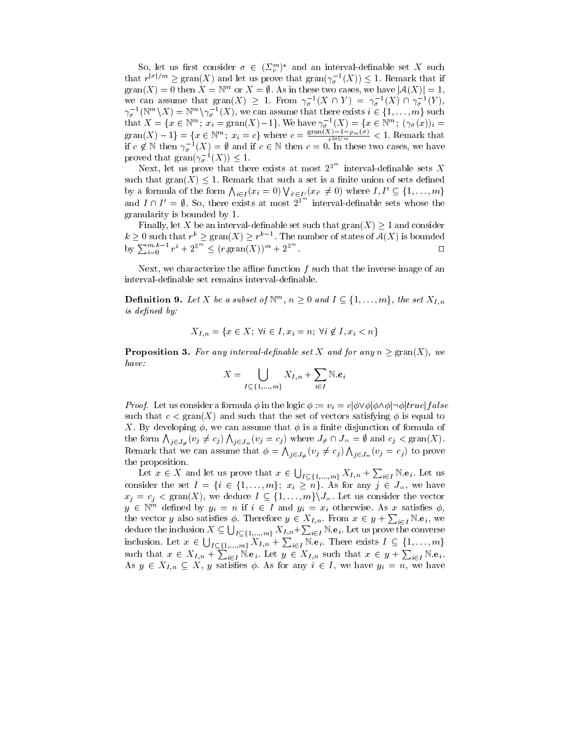So, let us first consider $\sigma \in (\Sigma_r^m)^*$ and an interval-definable set $X$ such that $r^{|\sigma|/m} \geq \text{gran}(X)$ and let us prove that $\text{gran}(\gamma_\sigma^{-1}(X)) \leq 1$. Remark that if $\text{gran}(X) = 0$ then $X = \mathbb{N}^m$ or $X = \emptyset$. As in these two cases, we have $|\mathcal{A}(X)| = 1$, we can assume that $\text{gran}(X) \geq 1$. From $\gamma_\sigma^{-1}(X \cap Y) = \gamma_\sigma^{-1}(X) \cap \gamma_\sigma^{-1}(Y)$, $\gamma_\sigma^{-1}(\mathbb{N}^m \backslash X) = \mathbb{N}^m \backslash \gamma_\sigma^{-1}(X)$, we can assume that there exists $i \in \{1, \ldots, m\}$ such that $X = \{x \in \mathbb{N}^m;\ x_i = \text{gran}(X) - 1\}$. We have $\gamma_\sigma^{-1}(X) = \{x \in \mathbb{N}^m;\ (\gamma_\sigma(x))_i = \text{gran}(X) - 1\} = \{x \in \mathbb{N}^m;\ x_i = c\}$ where $c = \frac{\text{gran}(X) - 1 - \rho_m(\sigma)}{r^{|\sigma|/m}} < 1$. Remark that if $c \notin \mathbb{N}$ then $\gamma_\sigma^{-1}(X) = \emptyset$ and if $c \in \mathbb{N}$ then $c = 0$. In these two cases, we have proved that $\text{gran}(\gamma_\sigma^{-1}(X)) \leq 1$.

Next, let us prove that there exists at most $2^{3^m}$ interval-definable sets $X$ such that $\text{gran}(X) \leq 1$. Remark that such a set is a finite union of sets defined by a formula of the form $\bigwedge_{i \in I}(x_i = 0) \bigvee_{i' \in I'}(x_{i'} \neq 0)$ where $I, I' \subseteq \{1, \ldots, m\}$ and $I \cap I' = \emptyset$. So, there exists at most $2^{3^m}$ interval-definable sets whose the granularity is bounded by 1.

Finally, let $X$ be an interval-definable set such that $\text{gran}(X) \geq 1$ and consider $k \geq 0$ such that $r^k \geq \text{gran}(X) \geq r^{k-1}$. The number of states of $\mathcal{A}(X)$ is bounded by $\sum_{i=0}^{m.k-1} r^i + 2^{3^m} \leq (r.\text{gran}(X))^m + 2^{3^m}$. $\square$

Next, we characterize the affine function $f$ such that the inverse image of an interval-definable set remains interval-definable.

**Definition 9.** *Let $X$ be a subset of $\mathbb{N}^m$, $n \geq 0$ and $I \subseteq \{1, \ldots, m\}$, the set $X_{I,n}$ is defined by:*

$$X_{I,n} = \{x \in X;\ \forall i \in I, x_i = n;\ \forall i \notin I, x_i < n\}$$

**Proposition 3.** *For any interval-definable set $X$ and for any $n \geq \text{gran}(X)$, we have:*

$$X = \bigcup_{I \subseteq \{1,\ldots,m\}} X_{I,n} + \sum_{i \in I} \mathbb{N}.\boldsymbol{e}_i$$

*Proof.* Let us consider a formula $\phi$ in the logic $\phi := v_i = c|\phi \vee \phi|\phi \wedge \phi|\neg\phi|true|false$ such that $c < \text{gran}(X)$ and such that the set of vectors satisfying $\phi$ is equal to $X$. By developing $\phi$, we can assume that $\phi$ is a finite disjunction of formula of the form $\bigwedge_{j \in J_{\neq}}(v_j \neq c_j) \bigwedge_{j \in J_=}(v_j = c_j)$ where $J_{\neq} \cap J_= = \emptyset$ and $c_j < \text{gran}(X)$. Remark that we can assume that $\phi = \bigwedge_{j \in J_{\neq}}(v_j \neq c_j) \bigwedge_{j \in J_=}(v_j = c_j)$ to prove the proposition.

Let $x \in X$ and let us prove that $x \in \bigcup_{I \subseteq \{1,\ldots,m\}} X_{I,n} + \sum_{i \in I} \mathbb{N}.\mathbf{e}_i$. Let us consider the set $I = \{i \in \{1, \ldots, m\};\ x_i \geq n\}$. As for any $j \in J_=$, we have $x_j = c_j < \text{gran}(X)$, we deduce $I \subseteq \{1, \ldots, m\} \backslash J_=$. Let us consider the vector $y \in \mathbb{N}^m$ defined by $y_i = n$ if $i \in I$ and $y_i = x_i$ otherwise. As $x$ satisfies $\phi$, the vector $y$ also satisfies $\phi$. Therefore $y \in X_{I,n}$. From $x \in y + \sum_{i \in I} \mathbb{N}.\mathbf{e}_i$, we deduce the inclusion $X \subseteq \bigcup_{I \subseteq \{1,\ldots,m\}} X_{I,n} + \sum_{i \in I} \mathbb{N}.\mathbf{e}_i$. Let us prove the converse inclusion. Let $x \in \bigcup_{I \subseteq \{1,\ldots,m\}} X_{I,n} + \sum_{i \in I} \mathbb{N}.\mathbf{e}_i$. There exists $I \subseteq \{1, \ldots, m\}$ such that $x \in X_{I,n} + \sum_{i \in I} \mathbb{N}.\mathbf{e}_i$. Let $y \in X_{I,n}$ such that $x \in y + \sum_{i \in I} \mathbb{N}.\mathbf{e}_i$. As $y \in X_{I,n} \subseteq X$, $y$ satisfies $\phi$. As for any $i \in I$, we have $y_i = n$, we have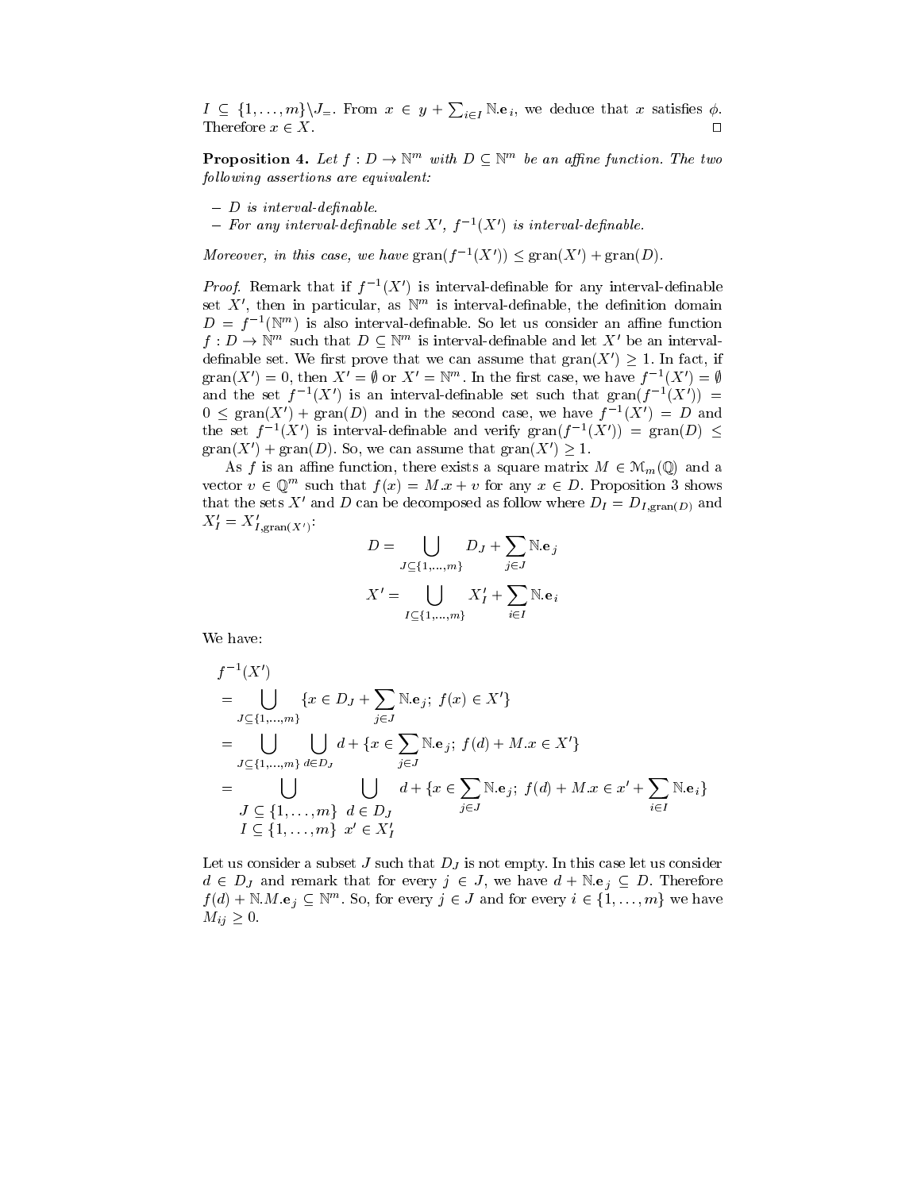$I \subseteq \{1, \ldots, m\} \backslash J_=$. From $x \in y + \sum_{i \in I} \mathbb{N}.\mathbf{e}_i$, we deduce that $x$ satisfies $\phi$. Therefore $x \in X$. $\square$

**Proposition 4.** *Let $f : D \to \mathbb{N}^m$ with $D \subseteq \mathbb{N}^m$ be an affine function. The two following assertions are equivalent:*

- *$D$ is interval-definable.*
- *For any interval-definable set $X'$, $f^{-1}(X')$ is interval-definable.*

*Moreover, in this case, we have* $\mathrm{gran}(f^{-1}(X')) \leq \mathrm{gran}(X') + \mathrm{gran}(D)$.

*Proof.* Remark that if $f^{-1}(X')$ is interval-definable for any interval-definable set $X'$, then in particular, as $\mathbb{N}^m$ is interval-definable, the definition domain $D = f^{-1}(\mathbb{N}^m)$ is also interval-definable. So let us consider an affine function $f : D \to \mathbb{N}^m$ such that $D \subseteq \mathbb{N}^m$ is interval-definable and let $X'$ be an interval-definable set. We first prove that we can assume that $\mathrm{gran}(X') \geq 1$. In fact, if $\mathrm{gran}(X') = 0$, then $X' = \emptyset$ or $X' = \mathbb{N}^m$. In the first case, we have $f^{-1}(X') = \emptyset$ and the set $f^{-1}(X')$ is an interval-definable set such that $\mathrm{gran}(f^{-1}(X')) = 0 \leq \mathrm{gran}(X') + \mathrm{gran}(D)$ and in the second case, we have $f^{-1}(X') = D$ and the set $f^{-1}(X')$ is interval-definable and verify $\mathrm{gran}(f^{-1}(X')) = \mathrm{gran}(D) \leq \mathrm{gran}(X') + \mathrm{gran}(D)$. So, we can assume that $\mathrm{gran}(X') \geq 1$.

As $f$ is an affine function, there exists a square matrix $M \in \mathcal{M}_m(\mathbb{Q})$ and a vector $v \in \mathbb{Q}^m$ such that $f(x) = M.x + v$ for any $x \in D$. Proposition 3 shows that the sets $X'$ and $D$ can be decomposed as follow where $D_I = D_{I,\mathrm{gran}(D)}$ and $X'_I = X'_{I,\mathrm{gran}(X')}$:

$$D = \bigcup_{J \subseteq \{1,\ldots,m\}} D_J + \sum_{j \in J} \mathbb{N}.\mathbf{e}_j$$

$$X' = \bigcup_{I \subseteq \{1,\ldots,m\}} X'_I + \sum_{i \in I} \mathbb{N}.\mathbf{e}_i$$

We have:

$$\begin{aligned}
& f^{-1}(X') \\
&= \bigcup_{J \subseteq \{1,\ldots,m\}} \{x \in D_J + \sum_{j \in J} \mathbb{N}.\mathbf{e}_j;\ f(x) \in X'\} \\
&= \bigcup_{J \subseteq \{1,\ldots,m\}} \bigcup_{d \in D_J} d + \{x \in \sum_{j \in J} \mathbb{N}.\mathbf{e}_j;\ f(d) + M.x \in X'\} \\
&= \bigcup_{\substack{J \subseteq \{1,\ldots,m\} \\ I \subseteq \{1,\ldots,m\}}} \bigcup_{\substack{d \in D_J \\ x' \in X'_I}} d + \{x \in \sum_{j \in J} \mathbb{N}.\mathbf{e}_j;\ f(d) + M.x \in x' + \sum_{i \in I} \mathbb{N}.\mathbf{e}_i\}
\end{aligned}$$

Let us consider a subset $J$ such that $D_J$ is not empty. In this case let us consider $d \in D_J$ and remark that for every $j \in J$, we have $d + \mathbb{N}.\mathbf{e}_j \subseteq D$. Therefore $f(d) + \mathbb{N}.M.\mathbf{e}_j \subseteq \mathbb{N}^m$. So, for every $j \in J$ and for every $i \in \{1, \ldots, m\}$ we have $M_{ij} \geq 0$.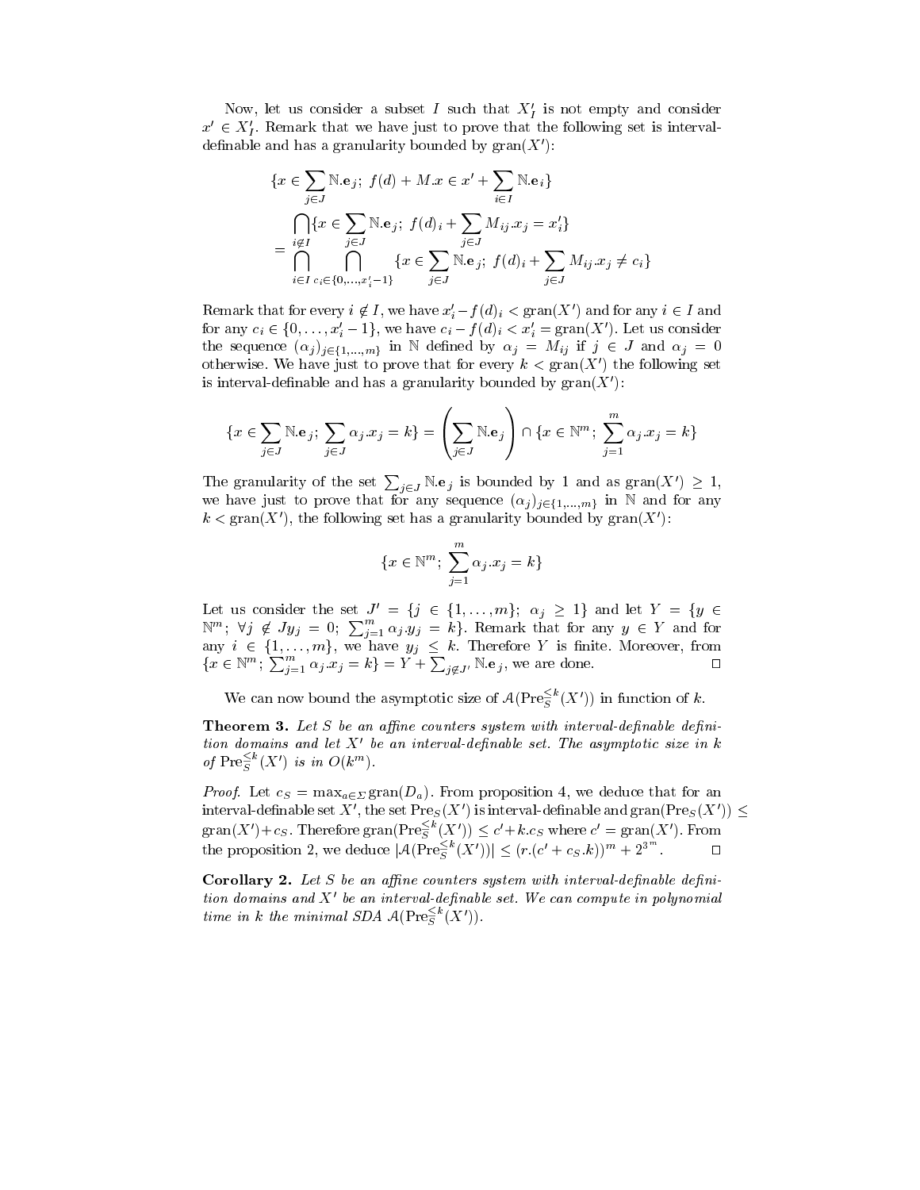Now, let us consider a subset $I$ such that $X'_I$ is not empty and consider $x' \in X'_I$. Remark that we have just to prove that the following set is interval-definable and has a granularity bounded by $\text{gran}(X')$:

$$\begin{aligned}
&\{x \in \sum_{j\in J} \mathbb{N}.\mathbf{e}_j;\ f(d) + M.x \in x' + \sum_{i\in I} \mathbb{N}.\mathbf{e}_i\} \\
&= \bigcap_{i\notin I} \{x \in \sum_{j\in J} \mathbb{N}.\mathbf{e}_j;\ f(d)_i + \sum_{j\in J} M_{ij}.x_j = x'_i\} \\
&\quad \bigcap_{i\in I} \bigcap_{c_i\in\{0,\dots,x'_i-1\}} \{x \in \sum_{j\in J} \mathbb{N}.\mathbf{e}_j;\ f(d)_i + \sum_{j\in J} M_{ij}.x_j \neq c_i\}
\end{aligned}$$

Remark that for every $i \notin I$, we have $x'_i - f(d)_i < \text{gran}(X')$ and for any $i \in I$ and for any $c_i \in \{0, \dots, x'_i - 1\}$, we have $c_i - f(d)_i < x'_i = \text{gran}(X')$. Let us consider the sequence $(\alpha_j)_{j\in\{1,\dots,m\}}$ in $\mathbb{N}$ defined by $\alpha_j = M_{ij}$ if $j \in J$ and $\alpha_j = 0$ otherwise. We have just to prove that for every $k < \text{gran}(X')$ the following set is interval-definable and has a granularity bounded by $\text{gran}(X')$:

$$\{x \in \sum_{j\in J} \mathbb{N}.\mathbf{e}_j;\ \sum_{j\in J} \alpha_j.x_j = k\} = \left(\sum_{j\in J} \mathbb{N}.\mathbf{e}_j\right) \cap \{x \in \mathbb{N}^m;\ \sum_{j=1}^{m} \alpha_j.x_j = k\}$$

The granularity of the set $\sum_{j\in J} \mathbb{N}.\mathbf{e}_j$ is bounded by 1 and as $\text{gran}(X') \geq 1$, we have just to prove that for any sequence $(\alpha_j)_{j\in\{1,\dots,m\}}$ in $\mathbb{N}$ and for any $k < \text{gran}(X')$, the following set has a granularity bounded by $\text{gran}(X')$:

$$\{x \in \mathbb{N}^m;\ \sum_{j=1}^{m} \alpha_j.x_j = k\}$$

Let us consider the set $J' = \{j \in \{1, \dots, m\};\ \alpha_j \geq 1\}$ and let $Y = \{y \in \mathbb{N}^m;\ \forall j \notin J y_j = 0;\ \sum_{j=1}^{m} \alpha_j.y_j = k\}$. Remark that for any $y \in Y$ and for any $i \in \{1, \dots, m\}$, we have $y_j \leq k$. Therefore $Y$ is finite. Moreover, from $\{x \in \mathbb{N}^m; \sum_{j=1}^{m} \alpha_j.x_j = k\} = Y + \sum_{j\notin J'} \mathbb{N}.\mathbf{e}_j$, we are done. □

We can now bound the asymptotic size of $\mathcal{A}(\text{Pre}_S^{\leq k}(X'))$ in function of $k$.

**Theorem 3.** *Let $S$ be an affine counters system with interval-definable definition domains and let $X'$ be an interval-definable set. The asymptotic size in $k$ of $\text{Pre}_S^{\leq k}(X')$ is in $O(k^m)$.*

*Proof.* Let $c_S = \max_{a\in\Sigma} \text{gran}(D_a)$. From proposition 4, we deduce that for an interval-definable set $X'$, the set $\text{Pre}_S(X')$ is interval-definable and $\text{gran}(\text{Pre}_S(X')) \leq \text{gran}(X') + c_S$. Therefore $\text{gran}(\text{Pre}_S^{\leq k}(X')) \leq c' + k.c_S$ where $c' = \text{gran}(X')$. From the proposition 2, we deduce $|\mathcal{A}(\text{Pre}_S^{\leq k}(X'))| \leq (r.(c' + c_S.k))^m + 2^{3^m}$. □

**Corollary 2.** *Let $S$ be an affine counters system with interval-definable definition domains and $X'$ be an interval-definable set. We can compute in polynomial time in $k$ the minimal SDA $\mathcal{A}(\text{Pre}_S^{\leq k}(X'))$.*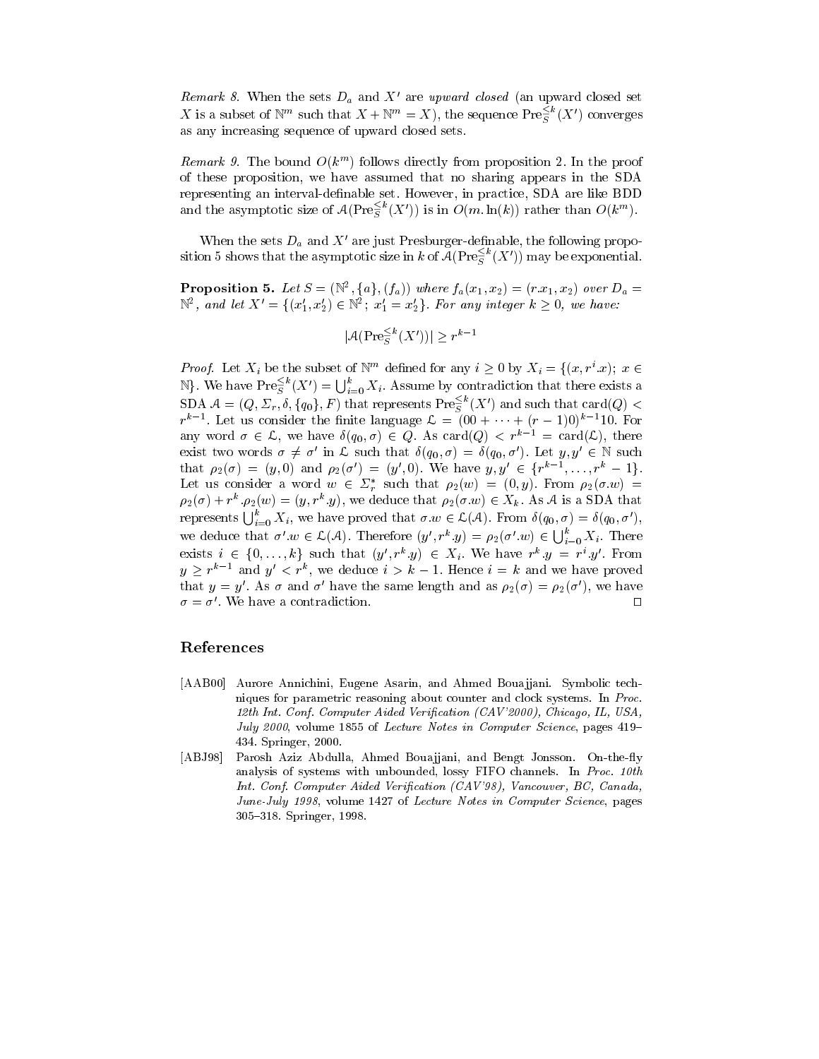*Remark 8.* When the sets $D_a$ and $X'$ are *upward closed* (an upward closed set $X$ is a subset of $\mathbb{N}^m$ such that $X + \mathbb{N}^m = X$), the sequence $\mathrm{Pre}_S^{\leq k}(X')$ converges as any increasing sequence of upward closed sets.

*Remark 9.* The bound $O(k^m)$ follows directly from proposition 2. In the proof of these proposition, we have assumed that no sharing appears in the SDA representing an interval-definable set. However, in practice, SDA are like BDD and the asymptotic size of $\mathcal{A}(\mathrm{Pre}_S^{\leq k}(X'))$ is in $O(m.\ln(k))$ rather than $O(k^m)$.

When the sets $D_a$ and $X'$ are just Presburger-definable, the following proposition 5 shows that the asymptotic size in $k$ of $\mathcal{A}(\mathrm{Pre}_S^{\leq k}(X'))$ may be exponential.

**Proposition 5.** *Let $S = (\mathbb{N}^2, \{a\}, (f_a))$ where $f_a(x_1, x_2) = (r.x_1, x_2)$ over $D_a = \mathbb{N}^2$, and let $X' = \{(x'_1, x'_2) \in \mathbb{N}^2;\ x'_1 = x'_2\}$. For any integer $k \geq 0$, we have:*

$$|\mathcal{A}(\mathrm{Pre}_S^{\leq k}(X'))| \geq r^{k-1}$$

*Proof.* Let $X_i$ be the subset of $\mathbb{N}^m$ defined for any $i \geq 0$ by $X_i = \{(x, r^i.x);\ x \in \mathbb{N}\}$. We have $\mathrm{Pre}_S^{\leq k}(X') = \bigcup_{i=0}^{k} X_i$. Assume by contradiction that there exists a SDA $\mathcal{A} = (Q, \Sigma_r, \delta, \{q_0\}, F)$ that represents $\mathrm{Pre}_S^{\leq k}(X')$ and such that $\mathrm{card}(Q) < r^{k-1}$. Let us consider the finite language $\mathcal{L} = (00 + \cdots + (r-1)0)^{k-1}10$. For any word $\sigma \in \mathcal{L}$, we have $\delta(q_0, \sigma) \in Q$. As $\mathrm{card}(Q) < r^{k-1} = \mathrm{card}(\mathcal{L})$, there exist two words $\sigma \neq \sigma'$ in $\mathcal{L}$ such that $\delta(q_0, \sigma) = \delta(q_0, \sigma')$. Let $y, y' \in \mathbb{N}$ such that $\rho_2(\sigma) = (y, 0)$ and $\rho_2(\sigma') = (y', 0)$. We have $y, y' \in \{r^{k-1}, \ldots, r^k - 1\}$. Let us consider a word $w \in \Sigma_r^*$ such that $\rho_2(w) = (0, y)$. From $\rho_2(\sigma.w) = \rho_2(\sigma) + r^k.\rho_2(w) = (y, r^k.y)$, we deduce that $\rho_2(\sigma.w) \in X_k$. As $\mathcal{A}$ is a SDA that represents $\bigcup_{i=0}^{k} X_i$, we have proved that $\sigma.w \in \mathcal{L}(\mathcal{A})$. From $\delta(q_0, \sigma) = \delta(q_0, \sigma')$, we deduce that $\sigma'.w \in \mathcal{L}(\mathcal{A})$. Therefore $(y', r^k.y) = \rho_2(\sigma'.w) \in \bigcup_{i=0}^{k} X_i$. There exists $i \in \{0, \ldots, k\}$ such that $(y', r^k.y) \in X_i$. We have $r^k.y = r^i.y'$. From $y \geq r^{k-1}$ and $y' < r^k$, we deduce $i > k-1$. Hence $i = k$ and we have proved that $y = y'$. As $\sigma$ and $\sigma'$ have the same length and as $\rho_2(\sigma) = \rho_2(\sigma')$, we have $\sigma = \sigma'$. We have a contradiction. $\square$

## References

[AAB00] Aurore Annichini, Eugene Asarin, and Ahmed Bouajjani. Symbolic techniques for parametric reasoning about counter and clock systems. In *Proc. 12th Int. Conf. Computer Aided Verification (CAV'2000), Chicago, IL, USA, July 2000*, volume 1855 of *Lecture Notes in Computer Science*, pages 419–434. Springer, 2000.

[ABJ98] Parosh Aziz Abdulla, Ahmed Bouajjani, and Bengt Jonsson. On-the-fly analysis of systems with unbounded, lossy FIFO channels. In *Proc. 10th Int. Conf. Computer Aided Verification (CAV'98), Vancouver, BC, Canada, June-July 1998*, volume 1427 of *Lecture Notes in Computer Science*, pages 305–318. Springer, 1998.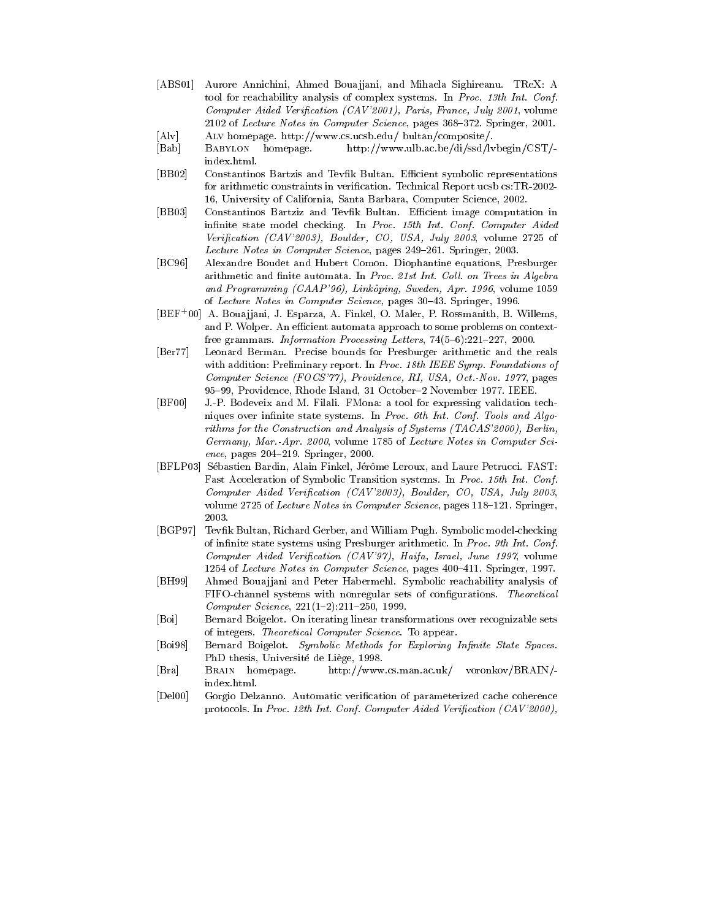[ABS01] Aurore Annichini, Ahmed Bouajjani, and Mihaela Sighireanu. TReX: A tool for reachability analysis of complex systems. In *Proc. 13th Int. Conf. Computer Aided Verification (CAV'2001), Paris, France, July 2001*, volume 2102 of *Lecture Notes in Computer Science*, pages 368–372. Springer, 2001.

[Alv] Alv homepage. http://www.cs.ucsb.edu/ bultan/composite/.

[Bab] Babylon homepage. http://www.ulb.ac.be/di/ssd/lvbegin/CST/-index.html.

[BB02] Constantinos Bartzis and Tevfik Bultan. Efficient symbolic representations for arithmetic constraints in verification. Technical Report ucsb cs:TR-2002-16, University of California, Santa Barbara, Computer Science, 2002.

[BB03] Constantinos Bartziz and Tevfik Bultan. Efficient image computation in infinite state model checking. In *Proc. 15th Int. Conf. Computer Aided Verification (CAV'2003), Boulder, CO, USA, July 2003*, volume 2725 of *Lecture Notes in Computer Science*, pages 249–261. Springer, 2003.

[BC96] Alexandre Boudet and Hubert Comon. Diophantine equations, Presburger arithmetic and finite automata. In *Proc. 21st Int. Coll. on Trees in Algebra and Programming (CAAP'96), Linköping, Sweden, Apr. 1996*, volume 1059 of *Lecture Notes in Computer Science*, pages 30–43. Springer, 1996.

[BEF+00] A. Bouajjani, J. Esparza, A. Finkel, O. Maler, P. Rossmanith, B. Willems, and P. Wolper. An efficient automata approach to some problems on context-free grammars. *Information Processing Letters*, 74(5–6):221–227, 2000.

[Ber77] Leonard Berman. Precise bounds for Presburger arithmetic and the reals with addition: Preliminary report. In *Proc. 18th IEEE Symp. Foundations of Computer Science (FOCS'77), Providence, RI, USA, Oct.-Nov. 1977*, pages 95–99, Providence, Rhode Island, 31 October–2 November 1977. IEEE.

[BF00] J.-P. Bodeveix and M. Filali. FMona: a tool for expressing validation techniques over infinite state systems. In *Proc. 6th Int. Conf. Tools and Algorithms for the Construction and Analysis of Systems (TACAS'2000), Berlin, Germany, Mar.-Apr. 2000*, volume 1785 of *Lecture Notes in Computer Science*, pages 204–219. Springer, 2000.

[BFLP03] Sébastien Bardin, Alain Finkel, Jérôme Leroux, and Laure Petrucci. FAST: Fast Acceleration of Symbolic Transition systems. In *Proc. 15th Int. Conf. Computer Aided Verification (CAV'2003), Boulder, CO, USA, July 2003*, volume 2725 of *Lecture Notes in Computer Science*, pages 118–121. Springer, 2003.

[BGP97] Tevfik Bultan, Richard Gerber, and William Pugh. Symbolic model-checking of infinite state systems using Presburger arithmetic. In *Proc. 9th Int. Conf. Computer Aided Verification (CAV'97), Haifa, Israel, June 1997*, volume 1254 of *Lecture Notes in Computer Science*, pages 400–411. Springer, 1997.

[BH99] Ahmed Bouajjani and Peter Habermehl. Symbolic reachability analysis of FIFO-channel systems with nonregular sets of configurations. *Theoretical Computer Science*, 221(1–2):211–250, 1999.

[Boi] Bernard Boigelot. On iterating linear transformations over recognizable sets of integers. *Theoretical Computer Science*. To appear.

[Boi98] Bernard Boigelot. *Symbolic Methods for Exploring Infinite State Spaces*. PhD thesis, Université de Liège, 1998.

[Bra] Brain homepage. http://www.cs.man.ac.uk/ voronkov/BRAIN/-index.html.

[Del00] Gorgio Delzanno. Automatic verification of parameterized cache coherence protocols. In *Proc. 12th Int. Conf. Computer Aided Verification (CAV'2000),*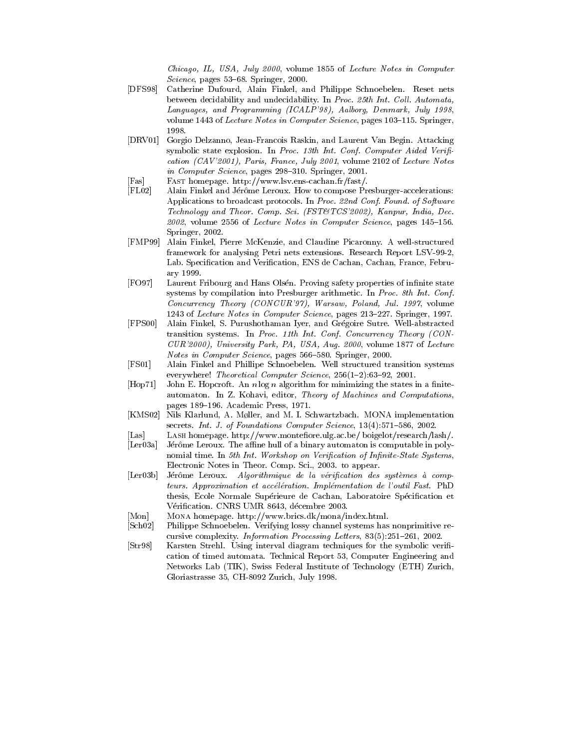*Chicago, IL, USA, July 2000*, volume 1855 of *Lecture Notes in Computer Science*, pages 53–68. Springer, 2000.

[DFS98] Catherine Dufourd, Alain Finkel, and Philippe Schnoebelen. Reset nets between decidability and undecidability. In *Proc. 25th Int. Coll. Automata, Languages, and Programming (ICALP'98), Aalborg, Denmark, July 1998*, volume 1443 of *Lecture Notes in Computer Science*, pages 103–115. Springer, 1998.

[DRV01] Gorgio Delzanno, Jean-Francois Raskin, and Laurent Van Begin. Attacking symbolic state explosion. In *Proc. 13th Int. Conf. Computer Aided Verification (CAV'2001), Paris, France, July 2001*, volume 2102 of *Lecture Notes in Computer Science*, pages 298–310. Springer, 2001.

[Fas] Fast homepage. http://www.lsv.ens-cachan.fr/fast/.

[FL02] Alain Finkel and Jérôme Leroux. How to compose Presburger-accelerations: Applications to broadcast protocols. In *Proc. 22nd Conf. Found. of Software Technology and Theor. Comp. Sci. (FST&TCS'2002), Kanpur, India, Dec. 2002*, volume 2556 of *Lecture Notes in Computer Science*, pages 145–156. Springer, 2002.

[FMP99] Alain Finkel, Pierre McKenzie, and Claudine Picaronny. A well-structured framework for analysing Petri nets extensions. Research Report LSV-99-2, Lab. Specification and Verification, ENS de Cachan, Cachan, France, February 1999.

[FO97] Laurent Fribourg and Hans Olsén. Proving safety properties of infinite state systems by compilation into Presburger arithmetic. In *Proc. 8th Int. Conf. Concurrency Theory (CONCUR'97), Warsaw, Poland, Jul. 1997*, volume 1243 of *Lecture Notes in Computer Science*, pages 213–227. Springer, 1997.

[FPS00] Alain Finkel, S. Purushothaman Iyer, and Grégoire Sutre. Well-abstracted transition systems. In *Proc. 11th Int. Conf. Concurrency Theory (CONCUR'2000), University Park, PA, USA, Aug. 2000*, volume 1877 of *Lecture Notes in Computer Science*, pages 566–580. Springer, 2000.

[FS01] Alain Finkel and Phillipe Schnoebelen. Well structured transition systems everywhere! *Theoretical Computer Science*, 256(1–2):63–92, 2001.

[Hop71] John E. Hopcroft. An $n \log n$ algorithm for minimizing the states in a finite-automaton. In Z. Kohavi, editor, *Theory of Machines and Computations*, pages 189–196. Academic Press, 1971.

[KMS02] Nils Klarlund, A. Møller, and M. I. Schwartzbach. MONA implementation secrets. *Int. J. of Foundations Computer Science*, 13(4):571–586, 2002.

[Las] Lash homepage. http://www.montefiore.ulg.ac.be/ boigelot/research/lash/.

[Ler03a] Jérôme Leroux. The affine hull of a binary automaton is computable in polynomial time. In *5th Int. Workshop on Verification of Infinite-State Systems*, Electronic Notes in Theor. Comp. Sci., 2003. to appear.

[Ler03b] Jérôme Leroux. *Algorithmique de la vérification des systèmes à compteurs. Approximation et accélération. Implémentation de l'outil Fast*. PhD thesis, Ecole Normale Supérieure de Cachan, Laboratoire Spécification et Vérification. CNRS UMR 8643, décembre 2003.

[Mon] Mona homepage. http://www.brics.dk/mona/index.html.

[Sch02] Philippe Schnoebelen. Verifying lossy channel systems has nonprimitive recursive complexity. *Information Processing Letters*, 83(5):251–261, 2002.

[Str98] Karsten Strehl. Using interval diagram techniques for the symbolic verification of timed automata. Technical Report 53, Computer Engineering and Networks Lab (TIK), Swiss Federal Institute of Technology (ETH) Zurich, Gloriastrasse 35, CH-8092 Zurich, July 1998.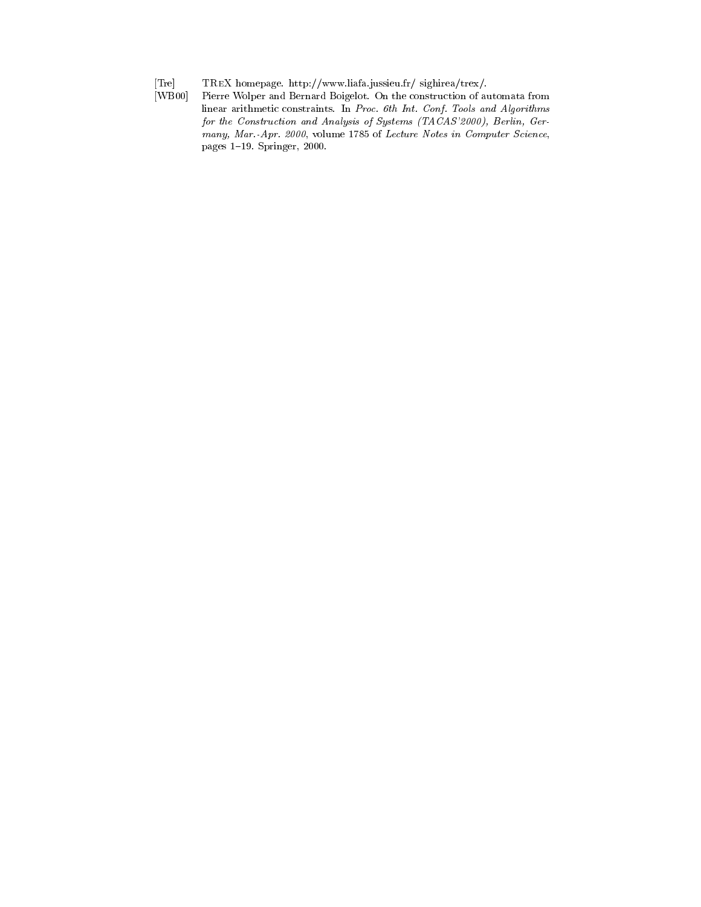[Tre] TReX homepage. http://www.liafa.jussieu.fr/ sighirea/trex/.

[WB00] Pierre Wolper and Bernard Boigelot. On the construction of automata from linear arithmetic constraints. In *Proc. 6th Int. Conf. Tools and Algorithms for the Construction and Analysis of Systems (TACAS'2000), Berlin, Germany, Mar.-Apr. 2000*, volume 1785 of *Lecture Notes in Computer Science*, pages 1–19. Springer, 2000.